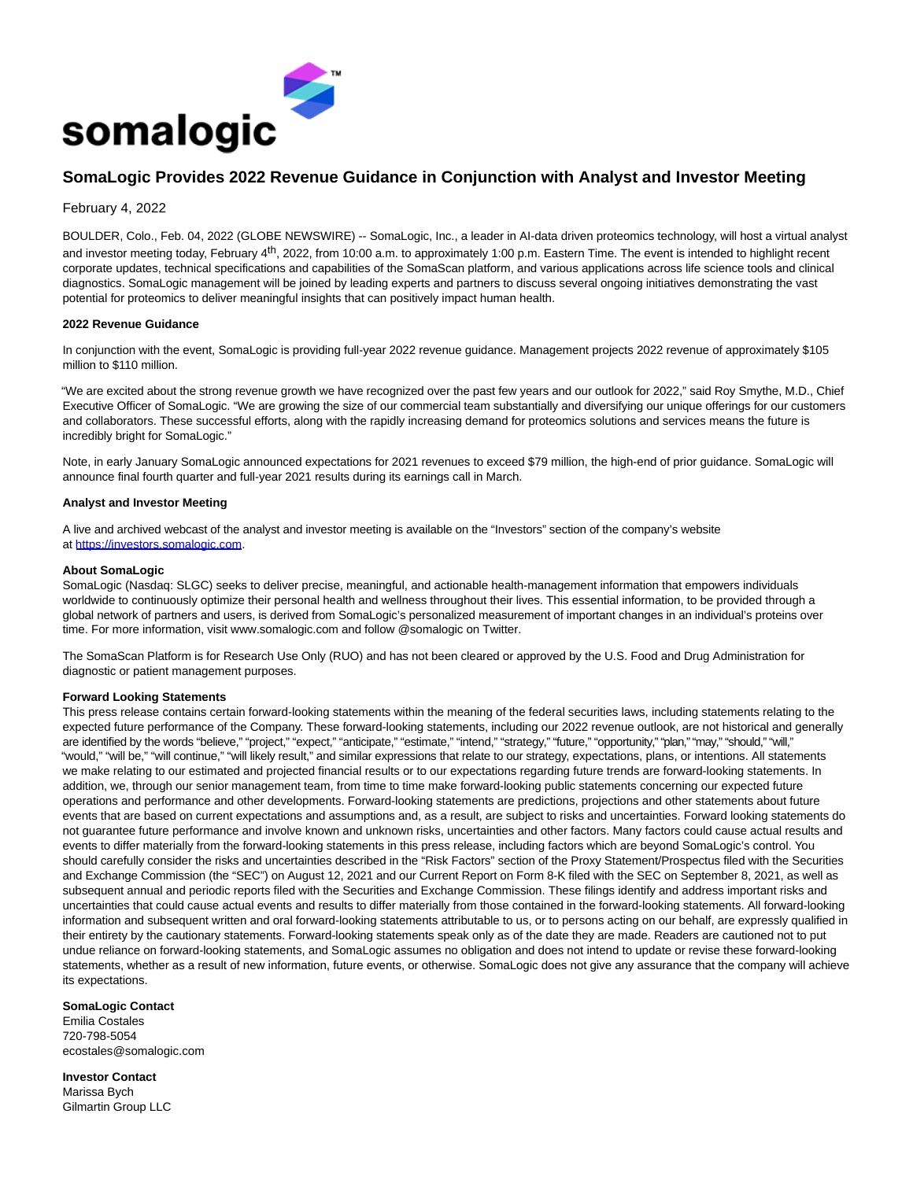# SomaLogic Provides 2022 Revenue Guidance in Conjunction with Analyst and Investor Meeting

February 4, 2022

BOULDER, Colo., Feb. 04, 2022 (GLOBE NEWSWIRE) -- SomaLogic, Inc., a leader in AI-data driven proteomics technology, will host a virtual analyst and investor meeting today, February 4th, 2022, from 10:00 a.m. to approximately 1:00 p.m. Eastern Time. The event is intended to highlight recent corporate updates, technical specifications and capabilities of the SomaScan platform, and various applications across life science tools and clinical diagnostics. SomaLogic management will be joined by leading experts and partners to discuss several ongoing initiatives demonstrating the vast potential for proteomics to deliver meaningful insights that can positively impact human health.

**2022 Revenue Guidance**

In conjunction with the event, SomaLogic is providing full-year 2022 revenue guidance. Management projects 2022 revenue of approximately $105 million to $110 million.

"We are excited about the strong revenue growth we have recognized over the past few years and our outlook for 2022," said Roy Smythe, M.D., Chief Executive Officer of SomaLogic. "We are growing the size of our commercial team substantially and diversifying our unique offerings for our customers and collaborators. These successful efforts, along with the rapidly increasing demand for proteomics solutions and services means the future is incredibly bright for SomaLogic."

Note, in early January SomaLogic announced expectations for 2021 revenues to exceed $79 million, the high-end of prior guidance. SomaLogic will announce final fourth quarter and full-year 2021 results during its earnings call in March.

**Analyst and Investor Meeting**

A live and archived webcast of the analyst and investor meeting is available on the "Investors" section of the company's website at https://investors.somalogic.com.

**About SomaLogic**

SomaLogic (Nasdaq: SLGC) seeks to deliver precise, meaningful, and actionable health-management information that empowers individuals worldwide to continuously optimize their personal health and wellness throughout their lives. This essential information, to be provided through a global network of partners and users, is derived from SomaLogic's personalized measurement of important changes in an individual's proteins over time. For more information, visit www.somalogic.com and follow @somalogic on Twitter.

The SomaScan Platform is for Research Use Only (RUO) and has not been cleared or approved by the U.S. Food and Drug Administration for diagnostic or patient management purposes.

**Forward Looking Statements**

This press release contains certain forward-looking statements within the meaning of the federal securities laws, including statements relating to the expected future performance of the Company. These forward-looking statements, including our 2022 revenue outlook, are not historical and generally are identified by the words "believe," "project," "expect," "anticipate," "estimate," "intend," "strategy," "future," "opportunity," "plan," "may," "should," "will," "would," "will be," "will continue," "will likely result," and similar expressions that relate to our strategy, expectations, plans, or intentions. All statements we make relating to our estimated and projected financial results or to our expectations regarding future trends are forward-looking statements. In addition, we, through our senior management team, from time to time make forward-looking public statements concerning our expected future operations and performance and other developments. Forward-looking statements are predictions, projections and other statements about future events that are based on current expectations and assumptions and, as a result, are subject to risks and uncertainties. Forward looking statements do not guarantee future performance and involve known and unknown risks, uncertainties and other factors. Many factors could cause actual results and events to differ materially from the forward-looking statements in this press release, including factors which are beyond SomaLogic's control. You should carefully consider the risks and uncertainties described in the "Risk Factors" section of the Proxy Statement/Prospectus filed with the Securities and Exchange Commission (the "SEC") on August 12, 2021 and our Current Report on Form 8-K filed with the SEC on September 8, 2021, as well as subsequent annual and periodic reports filed with the Securities and Exchange Commission. These filings identify and address important risks and uncertainties that could cause actual events and results to differ materially from those contained in the forward-looking statements. All forward-looking information and subsequent written and oral forward-looking statements attributable to us, or to persons acting on our behalf, are expressly qualified in their entirety by the cautionary statements. Forward-looking statements speak only as of the date they are made. Readers are cautioned not to put undue reliance on forward-looking statements, and SomaLogic assumes no obligation and does not intend to update or revise these forward-looking statements, whether as a result of new information, future events, or otherwise. SomaLogic does not give any assurance that the company will achieve its expectations.

**SomaLogic Contact**
Emilia Costales
720-798-5054
ecostales@somalogic.com

**Investor Contact**
Marissa Bych
Gilmartin Group LLC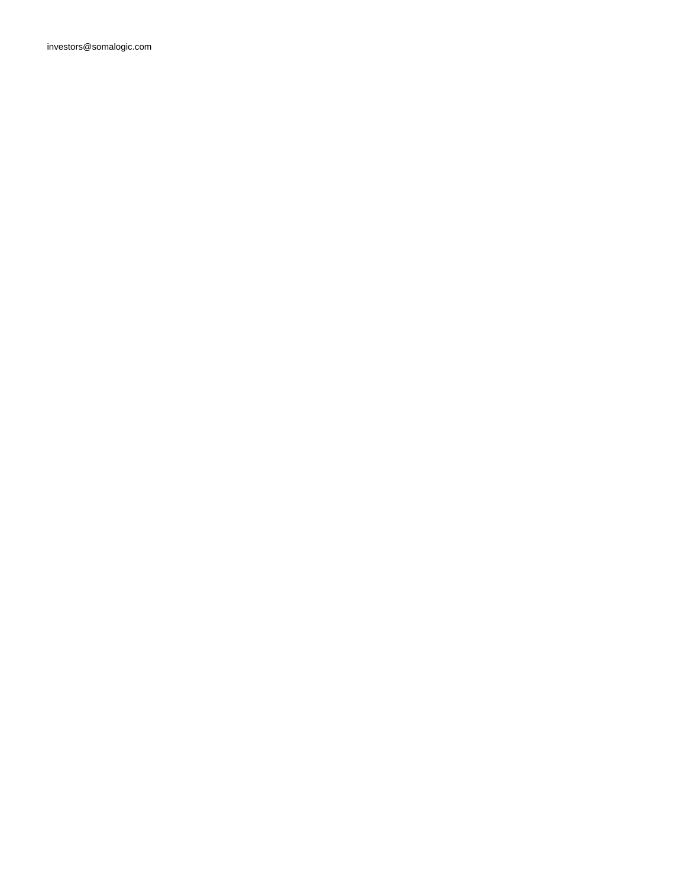investors@somalogic.com